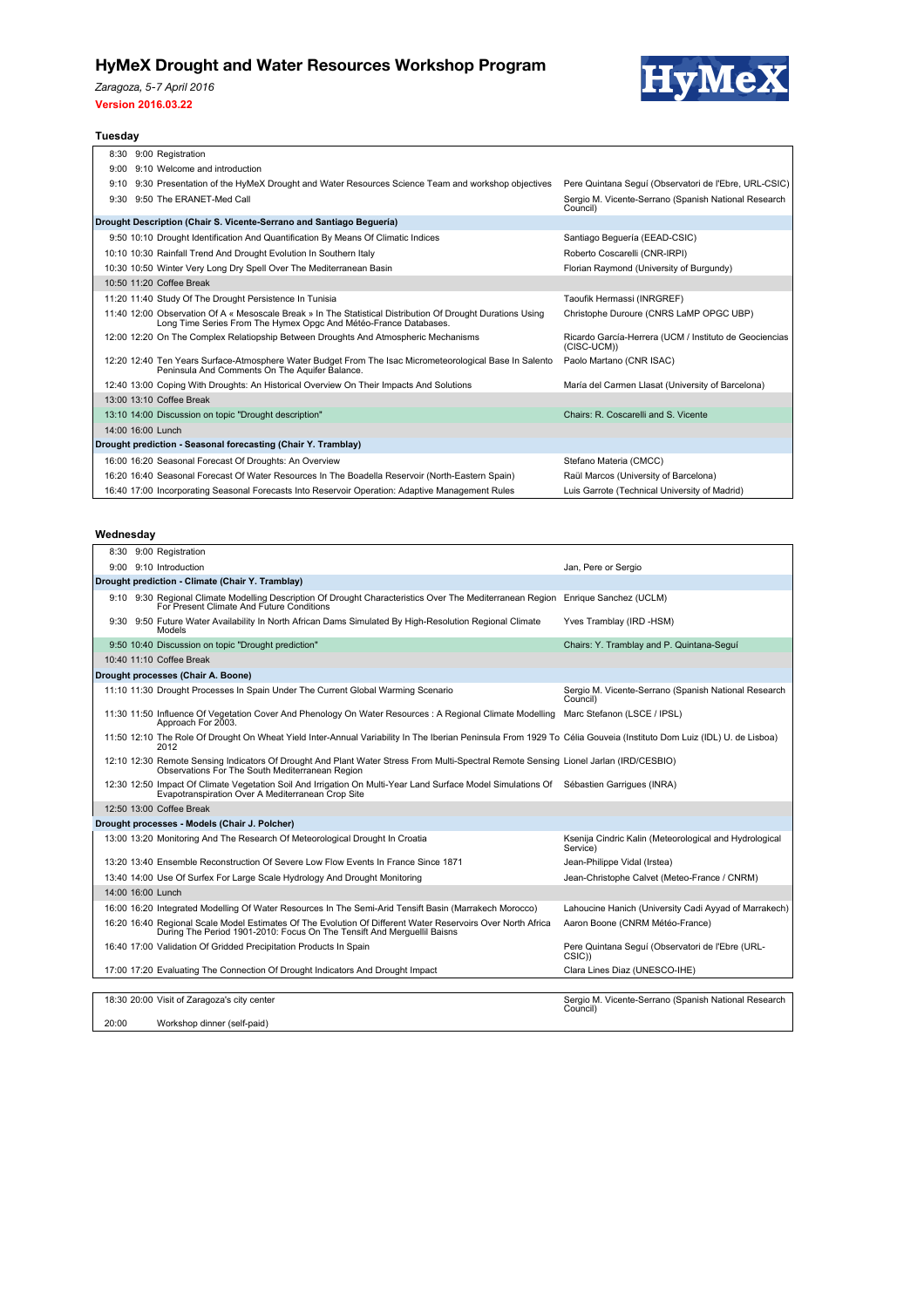# HyMeX Drought and Water Resources Workshop Program

*Zaragoza, 5-7 April 2016*

**Version 2016.03.22**

### Tuesday

| Start | End | Title | Speaker |
|---|---|---|---|
| 8:30 | 9:00 | Registration | |
| 9:00 | 9:10 | Welcome and introduction | |
| 9:10 | 9:30 | Presentation of the HyMeX Drought and Water Resources Science Team and workshop objectives | Pere Quintana Seguí (Observatori de l'Ebre, URL-CSIC) |
| 9:30 | 9:50 | The ERANET-Med Call | Sergio M. Vicente-Serrano (Spanish National Research Council) |
| **Drought Description (Chair S. Vicente-Serrano and Santiago Beguería)** | | | |
| 9:50 | 10:10 | Drought Identification And Quantification By Means Of Climatic Indices | Santiago Beguería (EEAD-CSIC) |
| 10:10 | 10:30 | Rainfall Trend And Drought Evolution In Southern Italy | Roberto Coscarelli (CNR-IRPI) |
| 10:30 | 10:50 | Winter Very Long Dry Spell Over The Mediterranean Basin | Florian Raymond (University of Burgundy) |
| 10:50 | 11:20 | Coffee Break | |
| 11:20 | 11:40 | Study Of The Drought Persistence In Tunisia | Taoufik Hermassi (INRGREF) |
| 11:40 | 12:00 | Observation Of A « Mesoscale Break » In The Statistical Distribution Of Drought Durations Using Long Time Series From The Hymex Opgc And Météo-France Databases. | Christophe Duroure (CNRS LaMP OPGC UBP) |
| 12:00 | 12:20 | On The Complex Relatiopship Between Droughts And Atmospheric Mechanisms | Ricardo García-Herrera (UCM / Instituto de Geociencias (CISC-UCM)) |
| 12:20 | 12:40 | Ten Years Surface-Atmosphere Water Budget From The Isac Micrometeorological Base In Salento Peninsula And Comments On The Aquifer Balance. | Paolo Martano (CNR ISAC) |
| 12:40 | 13:00 | Coping With Droughts: An Historical Overview On Their Impacts And Solutions | María del Carmen Llasat (University of Barcelona) |
| 13:00 | 13:10 | Coffee Break | |
| 13:10 | 14:00 | Discussion on topic "Drought description" | Chairs: R. Coscarelli and S. Vicente |
| 14:00 | 16:00 | Lunch | |
| **Drought prediction - Seasonal forecasting (Chair Y. Tramblay)** | | | |
| 16:00 | 16:20 | Seasonal Forecast Of Droughts: An Overview | Stefano Materia (CMCC) |
| 16:20 | 16:40 | Seasonal Forecast Of Water Resources In The Boadella Reservoir (North-Eastern Spain) | Raül Marcos (University of Barcelona) |
| 16:40 | 17:00 | Incorporating Seasonal Forecasts Into Reservoir Operation: Adaptive Management Rules | Luis Garrote (Technical University of Madrid) |

### Wednesday

| Start | End | Title | Speaker |
|---|---|---|---|
| 8:30 | 9:00 | Registration | |
| 9:00 | 9:10 | Introduction | Jan, Pere or Sergio |
| **Drought prediction - Climate (Chair Y. Tramblay)** | | | |
| 9:10 | 9:30 | Regional Climate Modelling Description Of Drought Characteristics Over The Mediterranean Region For Present Climate And Future Conditions | Enrique Sanchez (UCLM) |
| 9:30 | 9:50 | Future Water Availability In North African Dams Simulated By High-Resolution Regional Climate Models | Yves Tramblay (IRD -HSM) |
| 9:50 | 10:40 | Discussion on topic "Drought prediction" | Chairs: Y. Tramblay and P. Quintana-Seguí |
| 10:40 | 11:10 | Coffee Break | |
| **Drought processes (Chair A. Boone)** | | | |
| 11:10 | 11:30 | Drought Processes In Spain Under The Current Global Warming Scenario | Sergio M. Vicente-Serrano (Spanish National Research Council) |
| 11:30 | 11:50 | Influence Of Vegetation Cover And Phenology On Water Resources : A Regional Climate Modelling Approach For 2003. | Marc Stefanon (LSCE / IPSL) |
| 11:50 | 12:10 | The Role Of Drought On Wheat Yield Inter-Annual Variability In The Iberian Peninsula From 1929 To 2012 | Célia Gouveia (Instituto Dom Luiz (IDL) U. de Lisboa) |
| 12:10 | 12:30 | Remote Sensing Indicators Of Drought And Plant Water Stress From Multi-Spectral Remote Sensing Observations For The South Mediterranean Region | Lionel Jarlan (IRD/CESBIO) |
| 12:30 | 12:50 | Impact Of Climate Vegetation Soil And Irrigation On Multi-Year Land Surface Model Simulations Of Evapotranspiration Over A Mediterranean Crop Site | Sébastien Garrigues (INRA) |
| 12:50 | 13:00 | Coffee Break | |
| **Drought processes - Models (Chair J. Polcher)** | | | |
| 13:00 | 13:20 | Monitoring And The Research Of Meteorological Drought In Croatia | Ksenija Cindric Kalin (Meteorological and Hydrological Service) |
| 13:20 | 13:40 | Ensemble Reconstruction Of Severe Low Flow Events In France Since 1871 | Jean-Philippe Vidal (Irstea) |
| 13:40 | 14:00 | Use Of Surfex For Large Scale Hydrology And Drought Monitoring | Jean-Christophe Calvet (Meteo-France / CNRM) |
| 14:00 | 16:00 | Lunch | |
| 16:00 | 16:20 | Integrated Modelling Of Water Resources In The Semi-Arid Tensift Basin (Marrakech Morocco) | Lahoucine Hanich (University Cadi Ayyad of Marrakech) |
| 16:20 | 16:40 | Regional Scale Model Estimates Of The Evolution Of Different Water Reservoirs Over North Africa During The Period 1901-2010: Focus On The Tensift And Merguellil Baisns | Aaron Boone (CNRM Météo-France) |
| 16:40 | 17:00 | Validation Of Gridded Precipitation Products In Spain | Pere Quintana Seguí (Observatori de l'Ebre (URL-CSIC)) |
| 17:00 | 17:20 | Evaluating The Connection Of Drought Indicators And Drought Impact | Clara Lines Diaz (UNESCO-IHE) |

| Start | End | Title | Speaker |
|---|---|---|---|
| 18:30 | 20:00 | Visit of Zaragoza's city center | Sergio M. Vicente-Serrano (Spanish National Research Council) |
| 20:00 | | Workshop dinner (self-paid) | |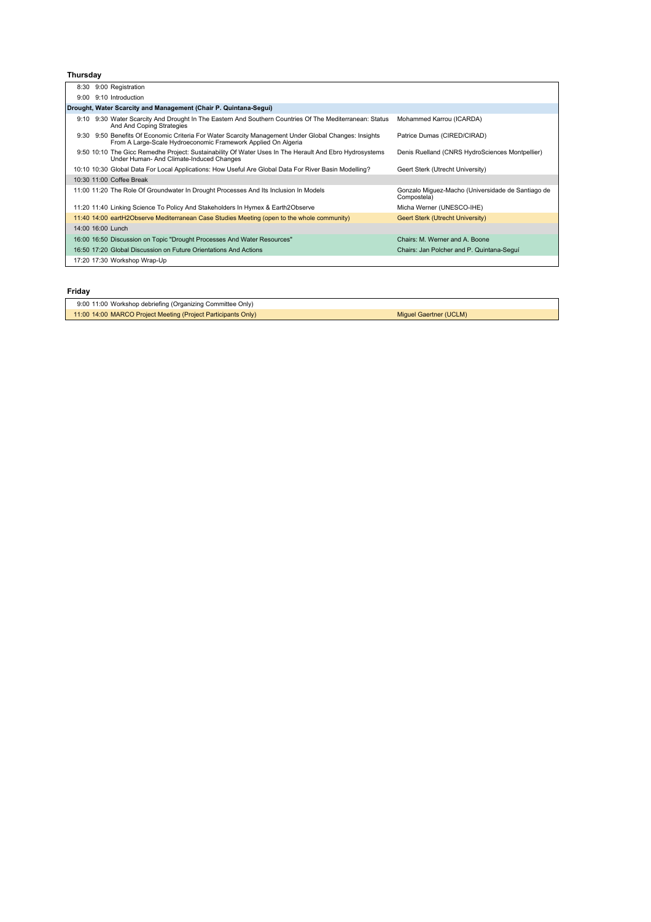**Thursday**

| | | |
|---|---|---|
| 8:30 9:00 | Registration | |
| 9:00 9:10 | Introduction | |
| **Drought, Water Scarcity and Management (Chair P. Quintana-Seguí)** | | |
| 9:10 9:30 | Water Scarcity And Drought In The Eastern And Southern Countries Of The Mediterranean: Status And And Coping Strategies | Mohammed Karrou (ICARDA) |
| 9:30 9:50 | Benefits Of Economic Criteria For Water Scarcity Management Under Global Changes: Insights From A Large-Scale Hydroeconomic Framework Applied On Algeria | Patrice Dumas (CIRED/CIRAD) |
| 9:50 10:10 | The Gicc Remedhe Project: Sustainability Of Water Uses In The Herault And Ebro Hydrosystems Under Human- And Climate-Induced Changes | Denis Ruelland (CNRS HydroSciences Montpellier) |
| 10:10 10:30 | Global Data For Local Applications: How Useful Are Global Data For River Basin Modelling? | Geert Sterk (Utrecht University) |
| 10:30 11:00 | Coffee Break | |
| 11:00 11:20 | The Role Of Groundwater In Drought Processes And Its Inclusion In Models | Gonzalo Miguez-Macho (Universidade de Santiago de Compostela) |
| 11:20 11:40 | Linking Science To Policy And Stakeholders In Hymex & Earth2Observe | Micha Werner (UNESCO-IHE) |
| 11:40 14:00 | eartH2Observe Mediterranean Case Studies Meeting (open to the whole community) | Geert Sterk (Utrecht University) |
| 14:00 16:00 | Lunch | |
| 16:00 16:50 | Discussion on Topic "Drought Processes And Water Resources" | Chairs: M. Werner and A. Boone |
| 16:50 17:20 | Global Discussion on Future Orientations And Actions | Chairs: Jan Polcher and P. Quintana-Seguí |
| 17:20 17:30 | Workshop Wrap-Up | |

**Friday**

| | | |
|---|---|---|
| 9:00 11:00 | Workshop debriefing (Organizing Committee Only) | |
| 11:00 14:00 | MARCO Project Meeting (Project Participants Only) | Miguel Gaertner (UCLM) |